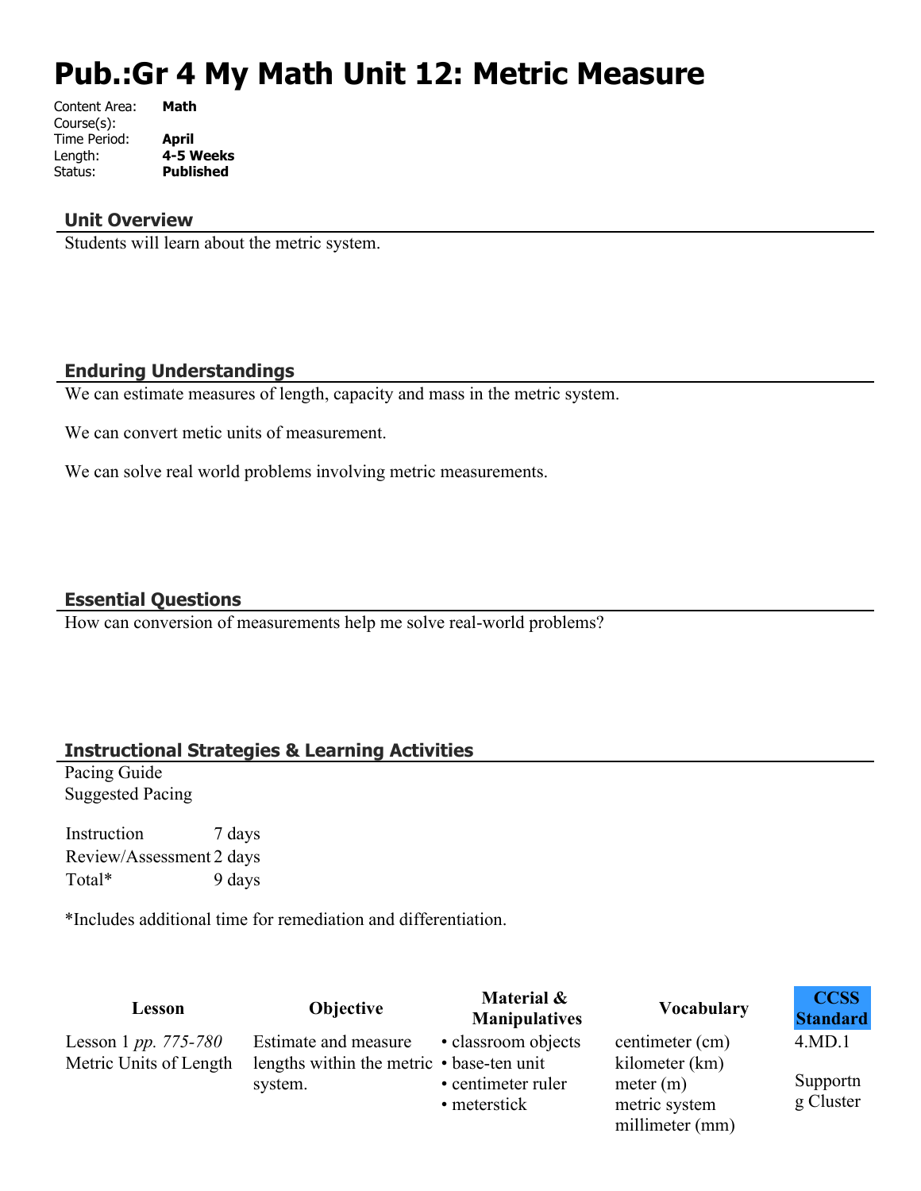# Pub.:Gr 4 My Math Unit 12: Metric Measure

Content Area: **Math**
Course(s):
Time Period: **April**
Length: **4-5 Weeks**
Status: **Published**

### Unit Overview

Students will learn about the metric system.

### Enduring Understandings

We can estimate measures of length, capacity and mass in the metric system.

We can convert metic units of measurement.

We can solve real world problems involving metric measurements.

### Essential Questions

How can conversion of measurements help me solve real-world problems?

### Instructional Strategies & Learning Activities

Pacing Guide
Suggested Pacing

| Instruction | 7 days |
|---|---|
| Review/Assessment | 2 days |
| Total* | 9 days |

*Includes additional time for remediation and differentiation.

| Lesson | Objective | Material & Manipulatives | Vocabulary | CCSS Standard |
|---|---|---|---|---|
| Lesson 1 *pp. 775-780* Metric Units of Length | Estimate and measure lengths within the metric system. | • classroom objects<br>• base-ten unit<br>• centimeter ruler<br>• meterstick | centimeter (cm)<br>kilometer (km)<br>meter (m)<br>metric system<br>millimeter (mm) | 4.MD.1<br><br>Supportng Cluster |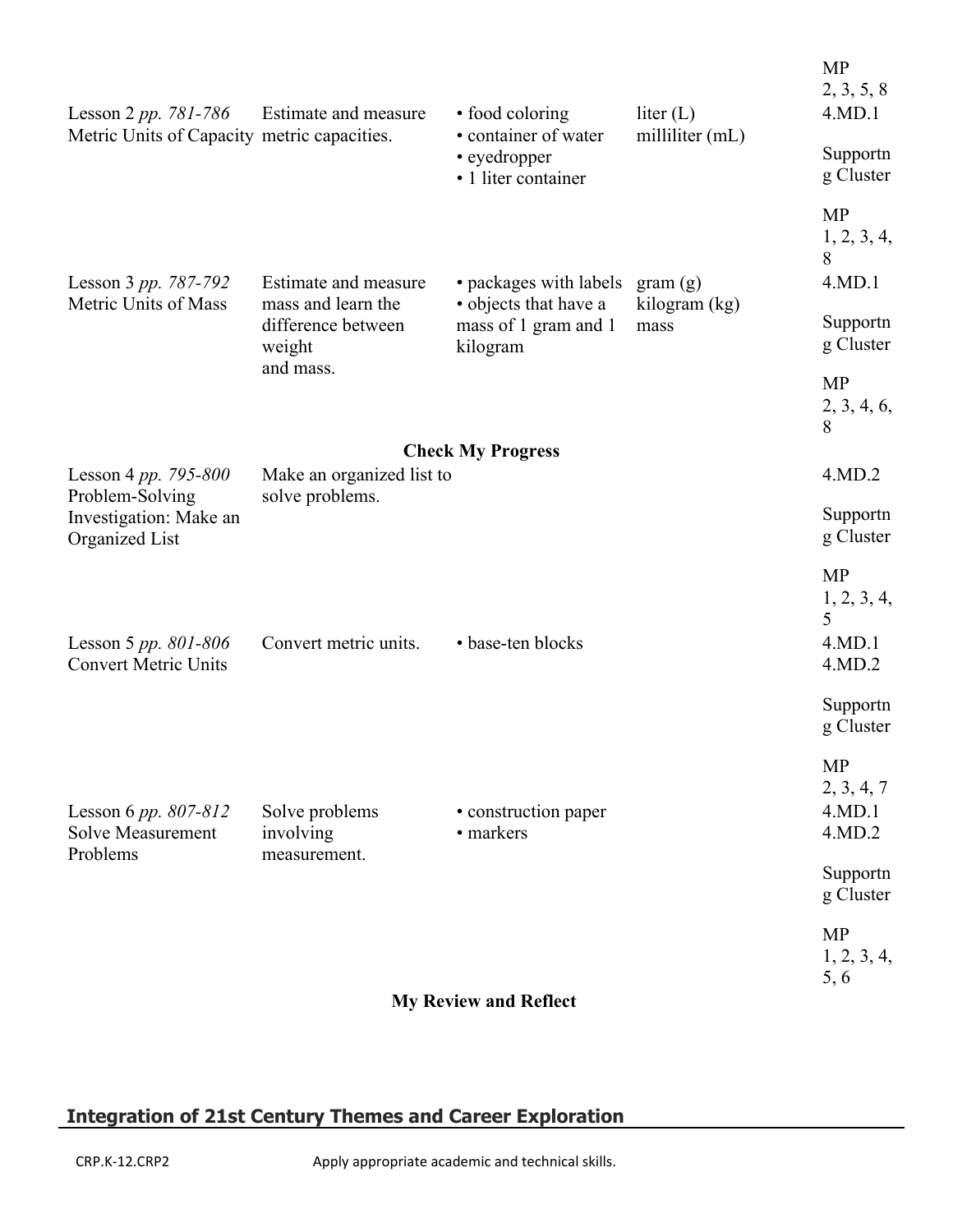| | | | | MP 2, 3, 5, 8 |
|---|---|---|---|---|
| Lesson 2 *pp. 781-786* Metric Units of Capacity | Estimate and measure metric capacities. | • food coloring<br>• container of water<br>• eyedropper<br>• 1 liter container | liter (L)<br>milliliter (mL) | 4.MD.1<br><br>Supportn g Cluster<br><br>MP 1, 2, 3, 4, 8 |
| Lesson 3 *pp. 787-792* Metric Units of Mass | Estimate and measure mass and learn the difference between weight and mass. | • packages with labels<br>• objects that have a mass of 1 gram and 1 kilogram | gram (g)<br>kilogram (kg)<br>mass | 4.MD.1<br><br>Supportn g Cluster<br><br>MP 2, 3, 4, 6, 8 |
| | | **Check My Progress** | | |
| Lesson 4 *pp. 795-800* Problem-Solving Investigation: Make an Organized List | Make an organized list to solve problems. | | | 4.MD.2<br><br>Supportn g Cluster<br><br>MP 1, 2, 3, 4, 5 |
| Lesson 5 *pp. 801-806* Convert Metric Units | Convert metric units. | • base-ten blocks | | 4.MD.1<br>4.MD.2<br><br>Supportn g Cluster<br><br>MP 2, 3, 4, 7 |
| Lesson 6 *pp. 807-812* Solve Measurement Problems | Solve problems involving measurement. | • construction paper<br>• markers | | 4.MD.1<br>4.MD.2<br><br>Supportn g Cluster<br><br>MP 1, 2, 3, 4, 5, 6 |
| | | **My Review and Reflect** | | |

## Integration of 21st Century Themes and Career Exploration

| | |
|---|---|
| CRP.K-12.CRP2 | Apply appropriate academic and technical skills. |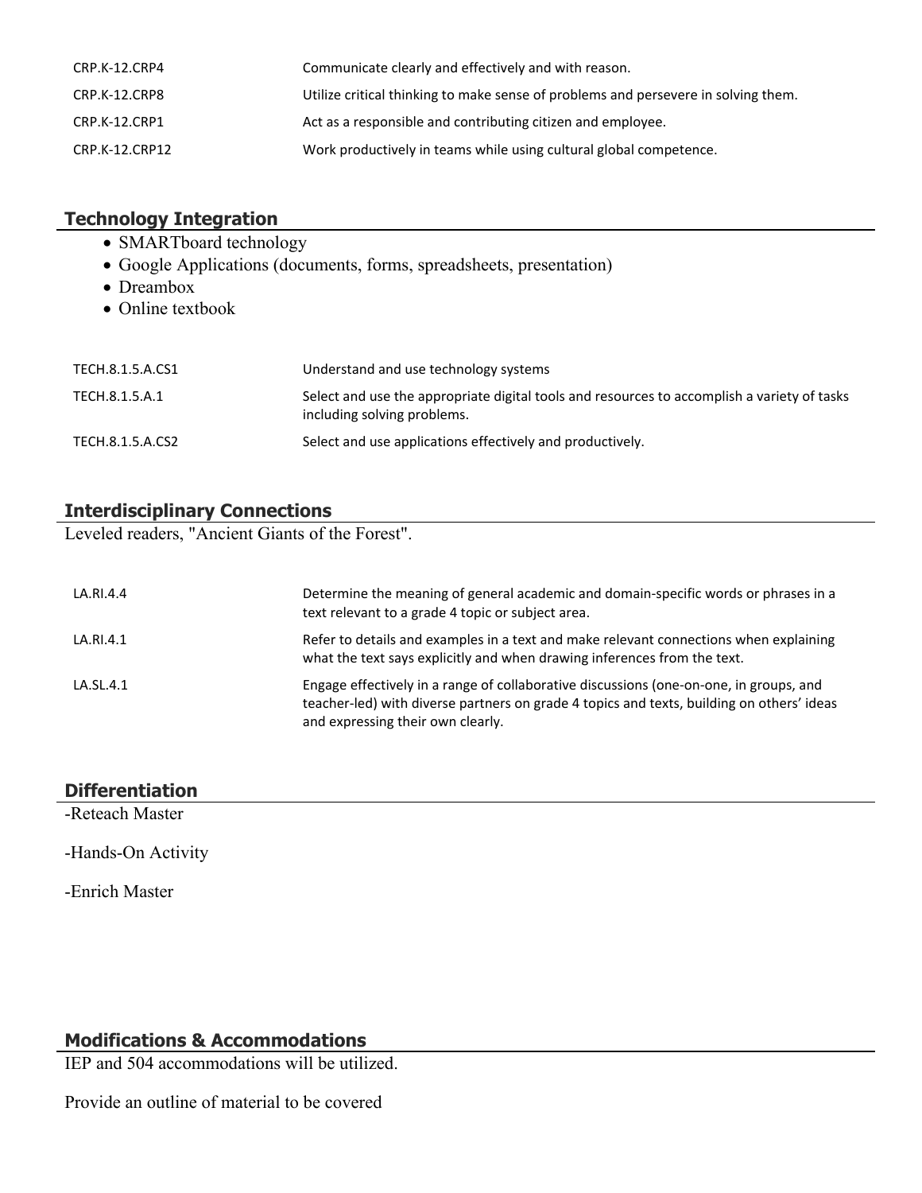| | |
|---|---|
| CRP.K-12.CRP4 | Communicate clearly and effectively and with reason. |
| CRP.K-12.CRP8 | Utilize critical thinking to make sense of problems and persevere in solving them. |
| CRP.K-12.CRP1 | Act as a responsible and contributing citizen and employee. |
| CRP.K-12.CRP12 | Work productively in teams while using cultural global competence. |

## Technology Integration

- SMARTboard technology
- Google Applications (documents, forms, spreadsheets, presentation)
- Dreambox
- Online textbook

| | |
|---|---|
| TECH.8.1.5.A.CS1 | Understand and use technology systems |
| TECH.8.1.5.A.1 | Select and use the appropriate digital tools and resources to accomplish a variety of tasks including solving problems. |
| TECH.8.1.5.A.CS2 | Select and use applications effectively and productively. |

## Interdisciplinary Connections

Leveled readers, "Ancient Giants of the Forest".

| | |
|---|---|
| LA.RI.4.4 | Determine the meaning of general academic and domain-specific words or phrases in a text relevant to a grade 4 topic or subject area. |
| LA.RI.4.1 | Refer to details and examples in a text and make relevant connections when explaining what the text says explicitly and when drawing inferences from the text. |
| LA.SL.4.1 | Engage effectively in a range of collaborative discussions (one-on-one, in groups, and teacher-led) with diverse partners on grade 4 topics and texts, building on others' ideas and expressing their own clearly. |

## Differentiation

-Reteach Master

-Hands-On Activity

-Enrich Master

## Modifications & Accommodations

IEP and 504 accommodations will be utilized.

Provide an outline of material to be covered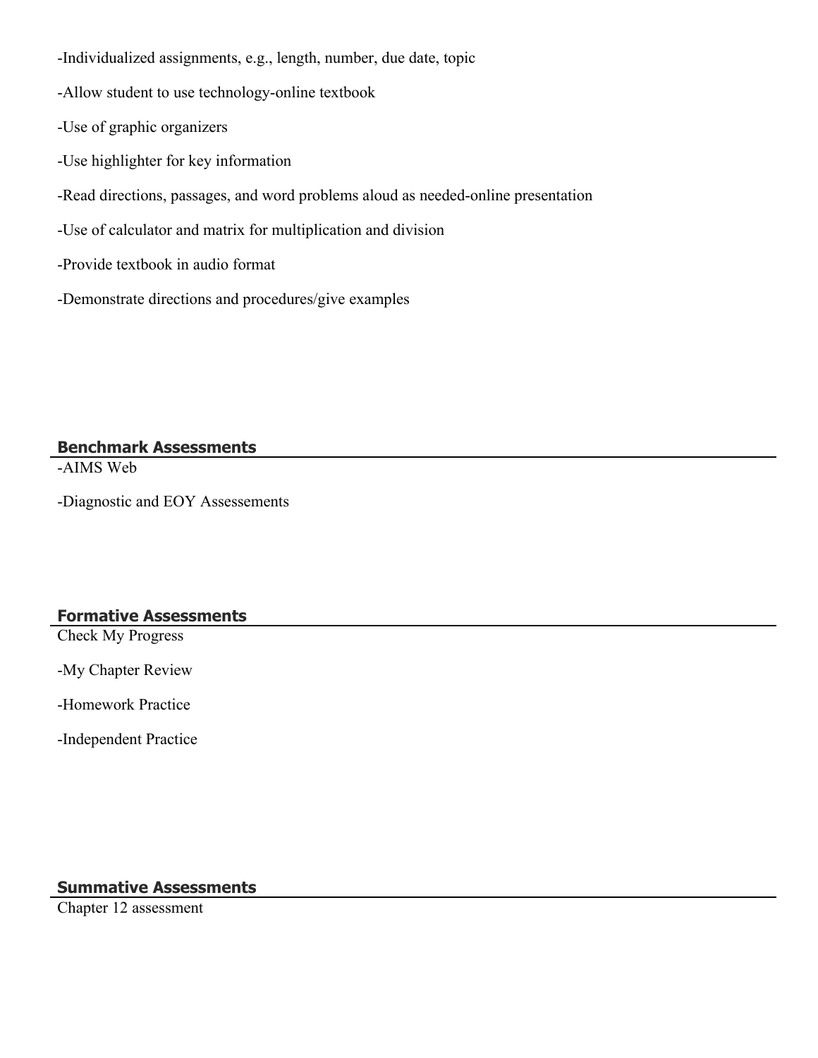-Individualized assignments, e.g., length, number, due date, topic

-Allow student to use technology-online textbook

-Use of graphic organizers

-Use highlighter for key information

-Read directions, passages, and word problems aloud as needed-online presentation

-Use of calculator and matrix for multiplication and division

-Provide textbook in audio format

-Demonstrate directions and procedures/give examples

## Benchmark Assessments

-AIMS Web

-Diagnostic and EOY Assessements

## Formative Assessments

Check My Progress

-My Chapter Review

-Homework Practice

-Independent Practice

## Summative Assessments

Chapter 12 assessment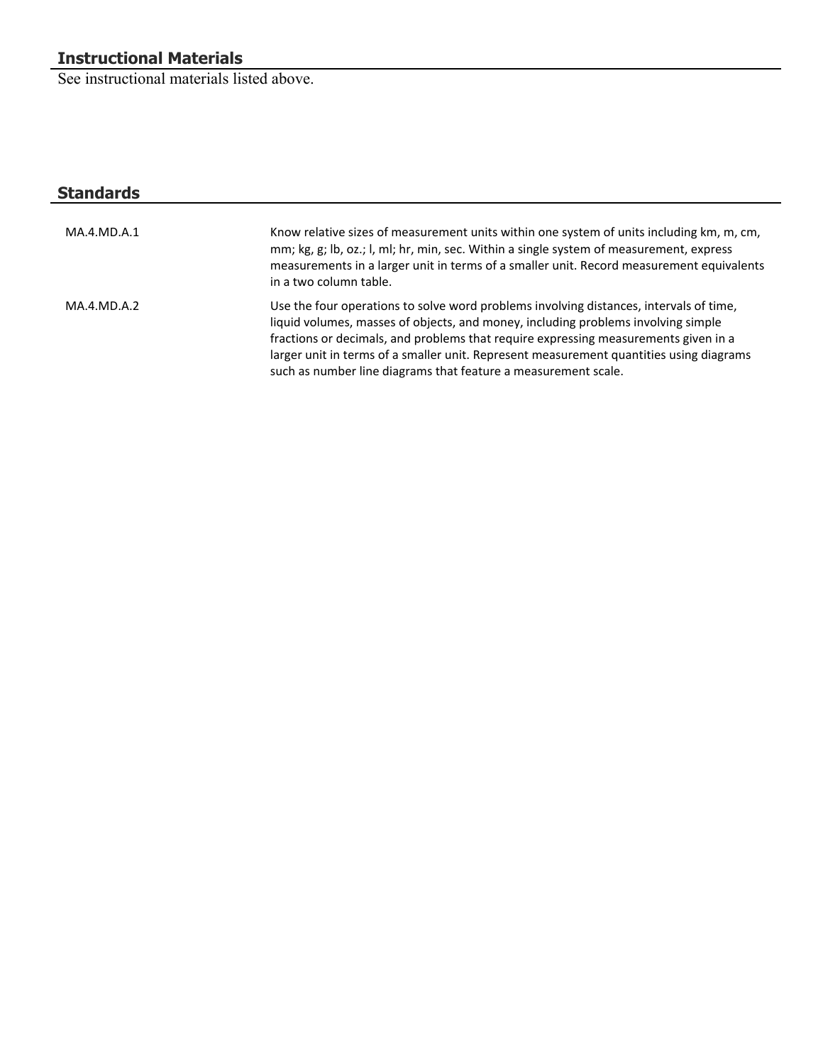## Instructional Materials

See instructional materials listed above.

## Standards

| | |
|---|---|
| MA.4.MD.A.1 | Know relative sizes of measurement units within one system of units including km, m, cm, mm; kg, g; lb, oz.; l, ml; hr, min, sec. Within a single system of measurement, express measurements in a larger unit in terms of a smaller unit. Record measurement equivalents in a two column table. |
| MA.4.MD.A.2 | Use the four operations to solve word problems involving distances, intervals of time, liquid volumes, masses of objects, and money, including problems involving simple fractions or decimals, and problems that require expressing measurements given in a larger unit in terms of a smaller unit. Represent measurement quantities using diagrams such as number line diagrams that feature a measurement scale. |